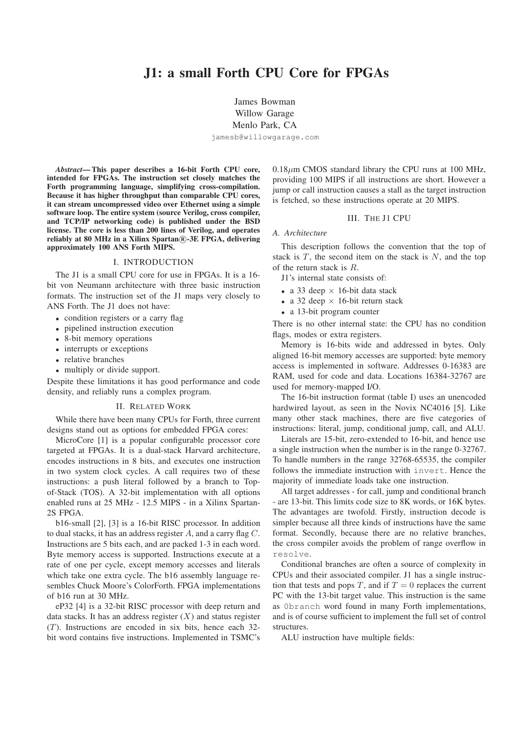# J1: a small Forth CPU Core for FPGAs

James Bowman
Willow Garage
Menlo Park, CA
jamesb@willowgarage.com

***Abstract*— This paper describes a 16-bit Forth CPU core, intended for FPGAs. The instruction set closely matches the Forth programming language, simplifying cross-compilation. Because it has higher throughput than comparable CPU cores, it can stream uncompressed video over Ethernet using a simple software loop. The entire system (source Verilog, cross compiler, and TCP/IP networking code) is published under the BSD license. The core is less than 200 lines of Verilog, and operates reliably at 80 MHz in a Xilinx Spartan®-3E FPGA, delivering approximately 100 ANS Forth MIPS.**

## I. INTRODUCTION

The J1 is a small CPU core for use in FPGAs. It is a 16-bit von Neumann architecture with three basic instruction formats. The instruction set of the J1 maps very closely to ANS Forth. The J1 does not have:

- condition registers or a carry flag
- pipelined instruction execution
- 8-bit memory operations
- interrupts or exceptions
- relative branches
- multiply or divide support.

Despite these limitations it has good performance and code density, and reliably runs a complex program.

## II. RELATED WORK

While there have been many CPUs for Forth, three current designs stand out as options for embedded FPGA cores:

MicroCore [1] is a popular configurable processor core targeted at FPGAs. It is a dual-stack Harvard architecture, encodes instructions in 8 bits, and executes one instruction in two system clock cycles. A call requires two of these instructions: a push literal followed by a branch to Top-of-Stack (TOS). A 32-bit implementation with all options enabled runs at 25 MHz - 12.5 MIPS - in a Xilinx Spartan-2S FPGA.

b16-small [2], [3] is a 16-bit RISC processor. In addition to dual stacks, it has an address register $A$, and a carry flag $C$. Instructions are 5 bits each, and are packed 1-3 in each word. Byte memory access is supported. Instructions execute at a rate of one per cycle, except memory accesses and literals which take one extra cycle. The b16 assembly language resembles Chuck Moore's ColorForth. FPGA implementations of b16 run at 30 MHz.

eP32 [4] is a 32-bit RISC processor with deep return and data stacks. It has an address register ($X$) and status register ($T$). Instructions are encoded in six bits, hence each 32-bit word contains five instructions. Implemented in TSMC's 0.18$\mu$m CMOS standard library the CPU runs at 100 MHz, providing 100 MIPS if all instructions are short. However a jump or call instruction causes a stall as the target instruction is fetched, so these instructions operate at 20 MIPS.

## III. THE J1 CPU

### A. Architecture

This description follows the convention that the top of stack is $T$, the second item on the stack is $N$, and the top of the return stack is $R$.

J1's internal state consists of:

- a 33 deep $\times$ 16-bit data stack
- a 32 deep $\times$ 16-bit return stack
- a 13-bit program counter

There is no other internal state: the CPU has no condition flags, modes or extra registers.

Memory is 16-bits wide and addressed in bytes. Only aligned 16-bit memory accesses are supported: byte memory access is implemented in software. Addresses 0-16383 are RAM, used for code and data. Locations 16384-32767 are used for memory-mapped I/O.

The 16-bit instruction format (table I) uses an unencoded hardwired layout, as seen in the Novix NC4016 [5]. Like many other stack machines, there are five categories of instructions: literal, jump, conditional jump, call, and ALU.

Literals are 15-bit, zero-extended to 16-bit, and hence use a single instruction when the number is in the range 0-32767. To handle numbers in the range 32768-65535, the compiler follows the immediate instruction with `invert`. Hence the majority of immediate loads take one instruction.

All target addresses - for call, jump and conditional branch - are 13-bit. This limits code size to 8K words, or 16K bytes. The advantages are twofold. Firstly, instruction decode is simpler because all three kinds of instructions have the same format. Secondly, because there are no relative branches, the cross compiler avoids the problem of range overflow in `resolve`.

Conditional branches are often a source of complexity in CPUs and their associated compiler. J1 has a single instruction that tests and pops $T$, and if $T = 0$ replaces the current PC with the 13-bit target value. This instruction is the same as `0branch` word found in many Forth implementations, and is of course sufficient to implement the full set of control structures.

ALU instruction have multiple fields: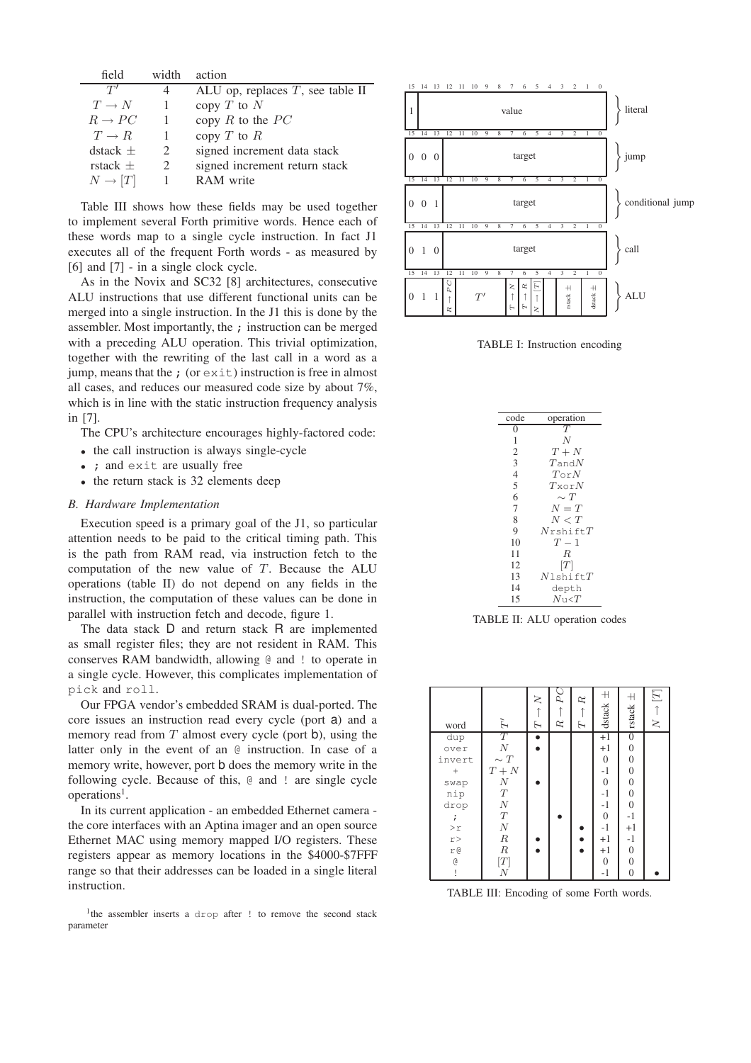| field | width | action |
|---|---|---|
| $T'$ | 4 | ALU op, replaces $T$, see table II |
| $T \to N$ | 1 | copy $T$ to $N$ |
| $R \to PC$ | 1 | copy $R$ to the $PC$ |
| $T \to R$ | 1 | copy $T$ to $R$ |
| dstack $\pm$ | 2 | signed increment data stack |
| rstack $\pm$ | 2 | signed increment return stack |
| $N \to [T]$ | 1 | RAM write |

Table III shows how these fields may be used together to implement several Forth primitive words. Hence each of these words map to a single cycle instruction. In fact J1 executes all of the frequent Forth words - as measured by [6] and [7] - in a single clock cycle.

As in the Novix and SC32 [8] architectures, consecutive ALU instructions that use different functional units can be merged into a single instruction. In the J1 this is done by the assembler. Most importantly, the `;` instruction can be merged with a preceding ALU operation. This trivial optimization, together with the rewriting of the last call in a word as a jump, means that the `;` (or `exit`) instruction is free in almost all cases, and reduces our measured code size by about 7%, which is in line with the static instruction frequency analysis in [7].

The CPU's architecture encourages highly-factored code:

- the call instruction is always single-cycle
- `;` and `exit` are usually free
- the return stack is 32 elements deep

### B. Hardware Implementation

Execution speed is a primary goal of the J1, so particular attention needs to be paid to the critical timing path. This is the path from RAM read, via instruction fetch to the computation of the new value of $T$. Because the ALU operations (table II) do not depend on any fields in the instruction, the computation of these values can be done in parallel with instruction fetch and decode, figure 1.

The data stack D and return stack R are implemented as small register files; they are not resident in RAM. This conserves RAM bandwidth, allowing `@` and `!` to operate in a single cycle. However, this complicates implementation of `pick` and `roll`.

Our FPGA vendor's embedded SRAM is dual-ported. The core issues an instruction read every cycle (port a) and a memory read from $T$ almost every cycle (port b), using the latter only in the event of an `@` instruction. In case of a memory write, however, port b does the memory write in the following cycle. Because of this, `@` and `!` are single cycle operations[1].

In its current application - an embedded Ethernet camera - the core interfaces with an Aptina imager and an open source Ethernet MAC using memory mapped I/O registers. These registers appear as memory locations in the \$4000-\$7FFF range so that their addresses can be loaded in a single literal instruction.

[1] the assembler inserts a `drop` after `!` to remove the second stack parameter

| bits 15–13 | bit 12 | bits 11–8 | bit 7 | bit 6 | bit 5 | bit 4 | bits 3–2 | bits 1–0 | type |
|---|---|---|---|---|---|---|---|---|---|
| 1 (bit 15); bits 14–0: value | | | | | | | | | literal |
| 0 0 0 | target (bits 12–0) | | | | | | | | jump |
| 0 0 1 | target (bits 12–0) | | | | | | | | conditional jump |
| 0 1 0 | target (bits 12–0) | | | | | | | | call |
| 0 1 1 | $R \to PC$ | $T'$ | $T \to N$ | $T \to R$ | $N \to [T]$ | | rstack $\pm$ | dstack $\pm$ | ALU |

TABLE I: Instruction encoding

| code | operation |
|---|---|
| 0 | $T$ |
| 1 | $N$ |
| 2 | $T + N$ |
| 3 | $T \text{and} N$ |
| 4 | $T \text{or} N$ |
| 5 | $T \text{xor} N$ |
| 6 | $\sim T$ |
| 7 | $N = T$ |
| 8 | $N < T$ |
| 9 | $N \text{rshift} T$ |
| 10 | $T - 1$ |
| 11 | $R$ |
| 12 | $[T]$ |
| 13 | $N \text{lshift} T$ |
| 14 | depth |
| 15 | $N$u<$T$ |

TABLE II: ALU operation codes

| word | $T'$ | $T \to N$ | $R \to PC$ | $T \to R$ | dstack $\pm$ | rstack $\pm$ | $N \to [T]$ |
|---|---|---|---|---|---|---|---|
| dup | $T$ | • | | | +1 | 0 | |
| over | $N$ | • | | | +1 | 0 | |
| invert | $\sim T$ | | | | 0 | 0 | |
| + | $T + N$ | | | | -1 | 0 | |
| swap | $N$ | • | | | 0 | 0 | |
| nip | $T$ | | | | -1 | 0 | |
| drop | $N$ | | | | -1 | 0 | |
| ; | $T$ | | • | | 0 | -1 | |
| >r | $N$ | | | • | -1 | +1 | |
| r> | $R$ | • | | • | +1 | -1 | |
| r@ | $R$ | • | | • | +1 | 0 | |
| @ | $[T]$ | | | | 0 | 0 | |
| ! | $N$ | | | | -1 | 0 | • |

TABLE III: Encoding of some Forth words.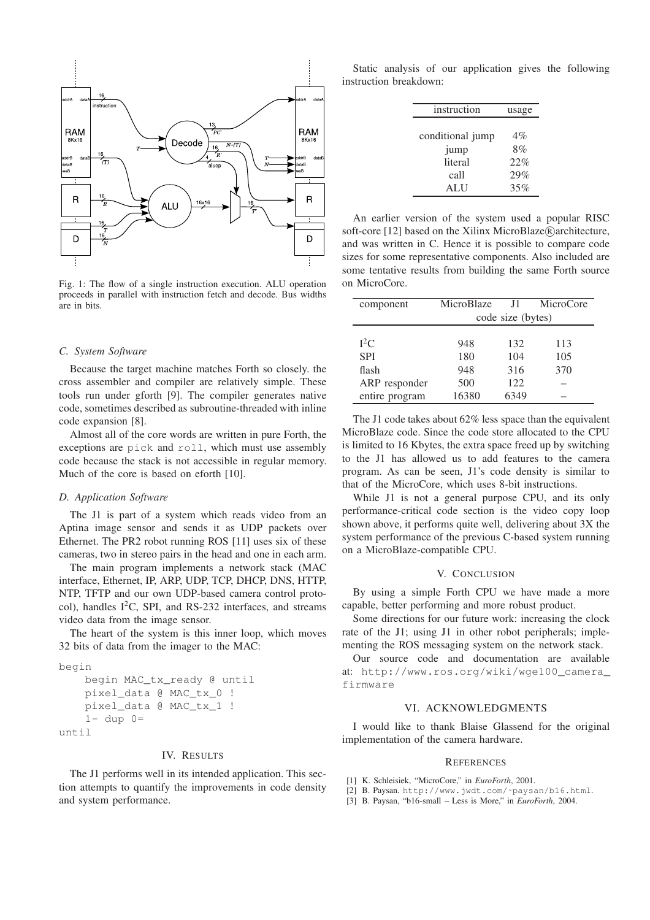Fig. 1: The flow of a single instruction execution. ALU operation proceeds in parallel with instruction fetch and decode. Bus widths are in bits.

### C. System Software

Because the target machine matches Forth so closely. the cross assembler and compiler are relatively simple. These tools run under gforth [9]. The compiler generates native code, sometimes described as subroutine-threaded with inline code expansion [8].

Almost all of the core words are written in pure Forth, the exceptions are `pick` and `roll`, which must use assembly code because the stack is not accessible in regular memory. Much of the core is based on eforth [10].

### D. Application Software

The J1 is part of a system which reads video from an Aptina image sensor and sends it as UDP packets over Ethernet. The PR2 robot running ROS [11] uses six of these cameras, two in stereo pairs in the head and one in each arm.

The main program implements a network stack (MAC interface, Ethernet, IP, ARP, UDP, TCP, DHCP, DNS, HTTP, NTP, TFTP and our own UDP-based camera control protocol), handles I²C, SPI, and RS-232 interfaces, and streams video data from the image sensor.

The heart of the system is this inner loop, which moves 32 bits of data from the imager to the MAC:

```
begin
    begin MAC_tx_ready @ until
    pixel_data @ MAC_tx_0 !
    pixel_data @ MAC_tx_1 !
    1- dup 0=
until
```

## IV. Results

The J1 performs well in its intended application. This section attempts to quantify the improvements in code density and system performance.

Static analysis of our application gives the following instruction breakdown:

| instruction | usage |
|---|---|
| conditional jump | 4% |
| jump | 8% |
| literal | 22% |
| call | 29% |
| ALU | 35% |

An earlier version of the system used a popular RISC soft-core [12] based on the Xilinx MicroBlaze® architecture, and was written in C. Hence it is possible to compare code sizes for some representative components. Also included are some tentative results from building the same Forth source on MicroCore.

| component | MicroBlaze | J1 | MicroCore |
|---|---|---|---|
| | code size (bytes) | | |
| I²C | 948 | 132 | 113 |
| SPI | 180 | 104 | 105 |
| flash | 948 | 316 | 370 |
| ARP responder | 500 | 122 | – |
| entire program | 16380 | 6349 | – |

The J1 code takes about 62% less space than the equivalent MicroBlaze code. Since the code store allocated to the CPU is limited to 16 Kbytes, the extra space freed up by switching to the J1 has allowed us to add features to the camera program. As can be seen, J1's code density is similar to that of the MicroCore, which uses 8-bit instructions.

While J1 is not a general purpose CPU, and its only performance-critical code section is the video copy loop shown above, it performs quite well, delivering about 3X the system performance of the previous C-based system running on a MicroBlaze-compatible CPU.

## V. Conclusion

By using a simple Forth CPU we have made a more capable, better performing and more robust product.

Some directions for our future work: increasing the clock rate of the J1; using J1 in other robot peripherals; implementing the ROS messaging system on the network stack.

Our source code and documentation are available at: `http://www.ros.org/wiki/wge100_camera_firmware`

## VI. Acknowledgments

I would like to thank Blaise Glassend for the original implementation of the camera hardware.

## References

[1] K. Schleisiek, "MicroCore," in *EuroForth*, 2001.
[2] B. Paysan. `http://www.jwdt.com/~paysan/b16.html`.
[3] B. Paysan, "b16-small – Less is More," in *EuroForth*, 2004.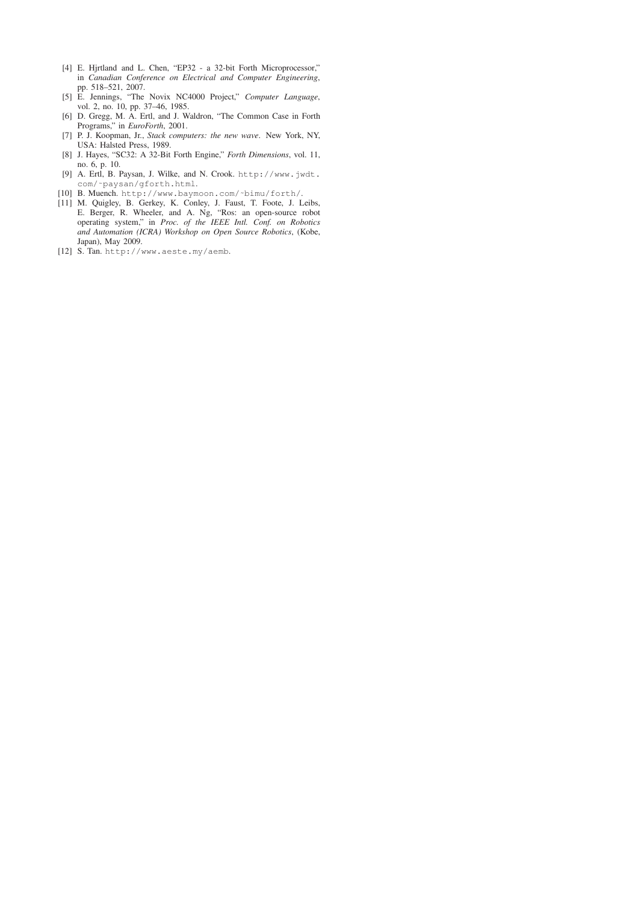[4] E. Hjrtland and L. Chen, "EP32 - a 32-bit Forth Microprocessor," in *Canadian Conference on Electrical and Computer Engineering*, pp. 518–521, 2007.

[5] E. Jennings, "The Novix NC4000 Project," *Computer Language*, vol. 2, no. 10, pp. 37–46, 1985.

[6] D. Gregg, M. A. Ertl, and J. Waldron, "The Common Case in Forth Programs," in *EuroForth*, 2001.

[7] P. J. Koopman, Jr., *Stack computers: the new wave*. New York, NY, USA: Halsted Press, 1989.

[8] J. Hayes, "SC32: A 32-Bit Forth Engine," *Forth Dimensions*, vol. 11, no. 6, p. 10.

[9] A. Ertl, B. Paysan, J. Wilke, and N. Crook. `http://www.jwdt.com/~paysan/gforth.html`.

[10] B. Muench. `http://www.baymoon.com/~bimu/forth/`.

[11] M. Quigley, B. Gerkey, K. Conley, J. Faust, T. Foote, J. Leibs, E. Berger, R. Wheeler, and A. Ng, "Ros: an open-source robot operating system," in *Proc. of the IEEE Intl. Conf. on Robotics and Automation (ICRA) Workshop on Open Source Robotics*, (Kobe, Japan), May 2009.

[12] S. Tan. `http://www.aeste.my/aemb`.